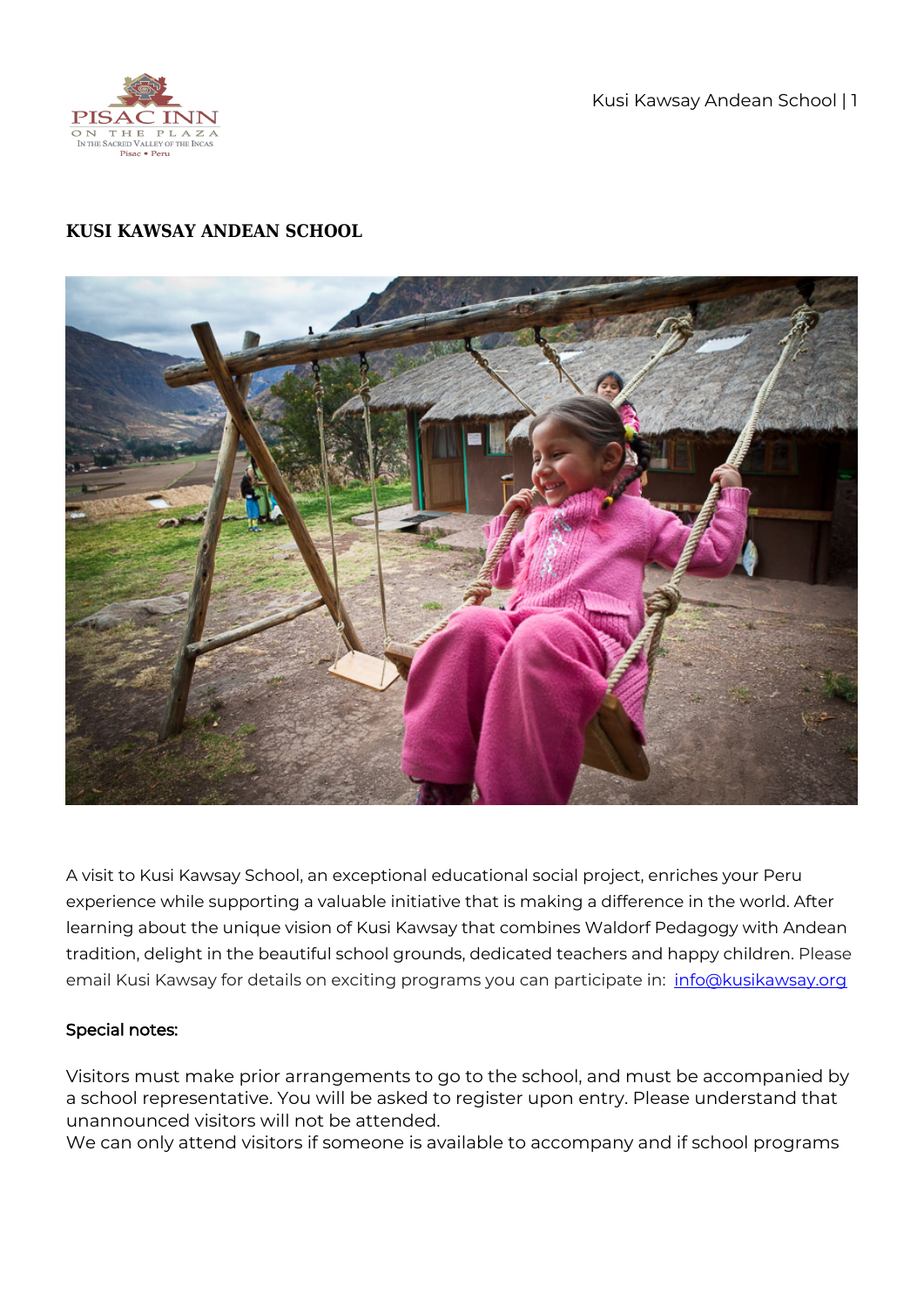# KUSI KAWSAY ANDEAN SCHOOL

A visit to Kusi Kawsay School, an exceptional educational social project, enriches your Peru experience while supporting a valuable initiative that is making a difference in the world. After learning about the unique vision of Kusi Kawsay that combines Waldorf Pedagogy with Andean tradition, delight in the beautiful school grounds, dedicated teachers and happy children. Please email Kusi Kawsay for details on exciting programs you can participate in: info@kusikawsay.org

**Special notes:**

Visitors must make prior arrangements to go to the school, and must be accompanied by a school representative. You will be asked to register upon entry. Please understand that unannounced visitors will not be attended.
We can only attend visitors if someone is available to accompany and if school programs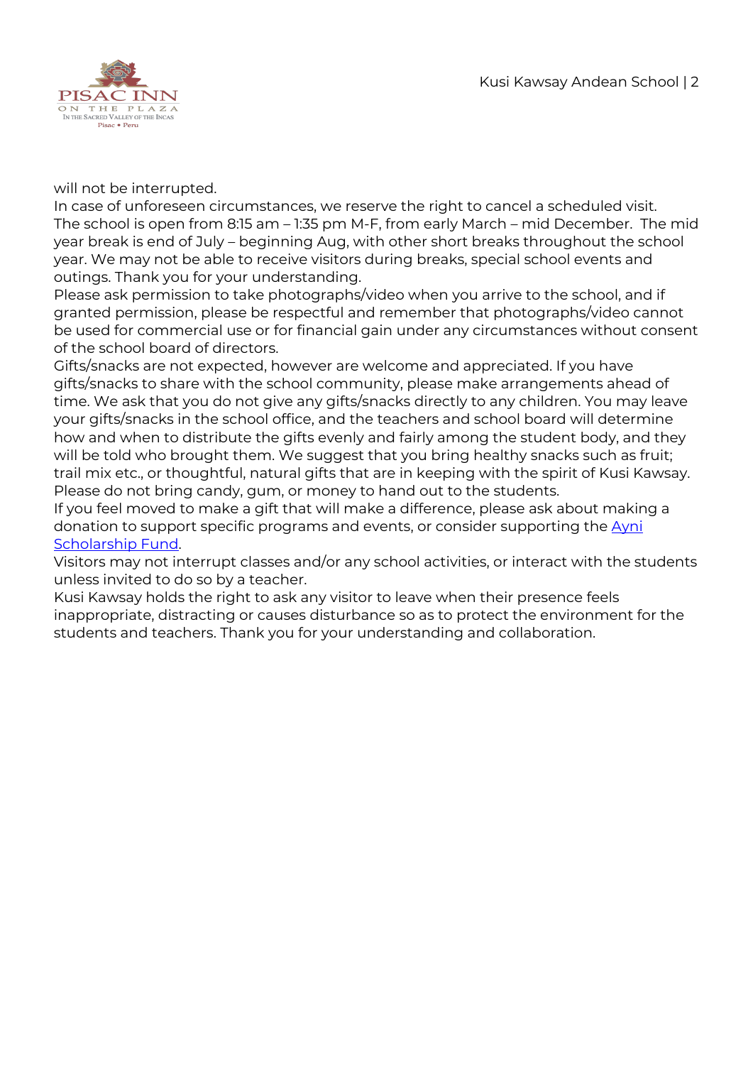will not be interrupted.

In case of unforeseen circumstances, we reserve the right to cancel a scheduled visit.

The school is open from 8:15 am – 1:35 pm M-F, from early March – mid December. The mid year break is end of July – beginning Aug, with other short breaks throughout the school year. We may not be able to receive visitors during breaks, special school events and outings. Thank you for your understanding.

Please ask permission to take photographs/video when you arrive to the school, and if granted permission, please be respectful and remember that photographs/video cannot be used for commercial use or for financial gain under any circumstances without consent of the school board of directors.

Gifts/snacks are not expected, however are welcome and appreciated. If you have gifts/snacks to share with the school community, please make arrangements ahead of time. We ask that you do not give any gifts/snacks directly to any children. You may leave your gifts/snacks in the school office, and the teachers and school board will determine how and when to distribute the gifts evenly and fairly among the student body, and they will be told who brought them. We suggest that you bring healthy snacks such as fruit; trail mix etc., or thoughtful, natural gifts that are in keeping with the spirit of Kusi Kawsay. Please do not bring candy, gum, or money to hand out to the students.

If you feel moved to make a gift that will make a difference, please ask about making a donation to support specific programs and events, or consider supporting the Ayni Scholarship Fund.

Visitors may not interrupt classes and/or any school activities, or interact with the students unless invited to do so by a teacher.

Kusi Kawsay holds the right to ask any visitor to leave when their presence feels inappropriate, distracting or causes disturbance so as to protect the environment for the students and teachers. Thank you for your understanding and collaboration.